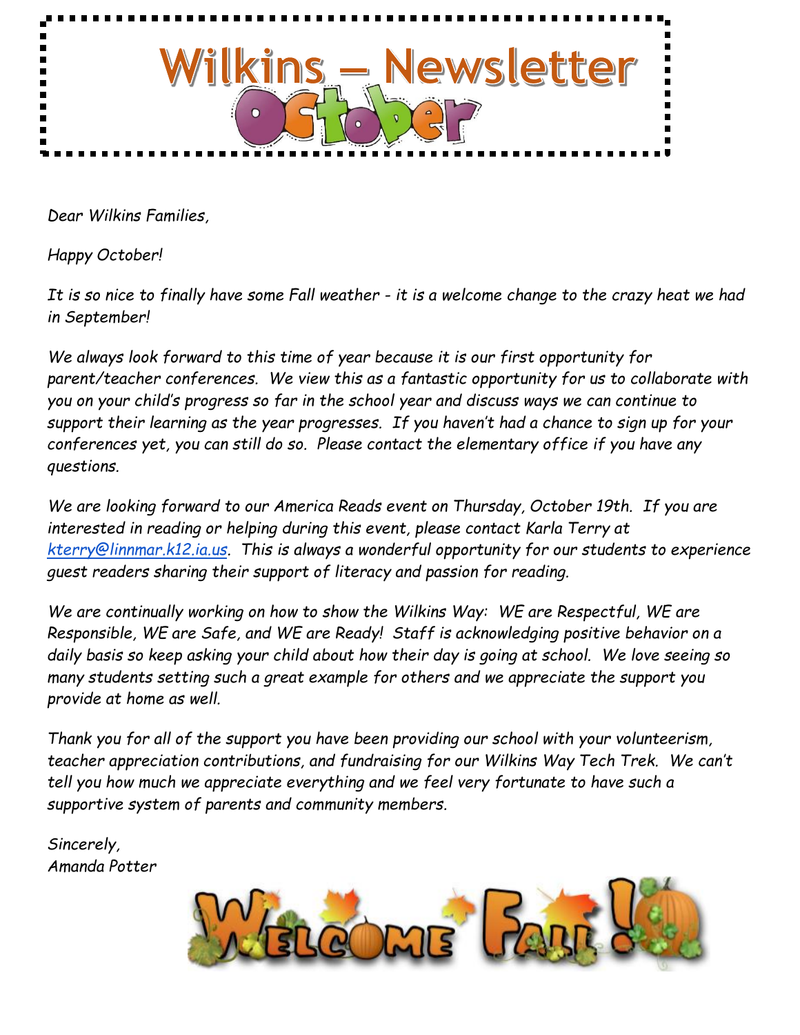# Wilkins – Newsletter October

*Dear Wilkins Families,*

*Happy October!*

*It is so nice to finally have some Fall weather - it is a welcome change to the crazy heat we had in September!*

*We always look forward to this time of year because it is our first opportunity for parent/teacher conferences. We view this as a fantastic opportunity for us to collaborate with you on your child's progress so far in the school year and discuss ways we can continue to support their learning as the year progresses. If you haven't had a chance to sign up for your conferences yet, you can still do so. Please contact the elementary office if you have any questions.*

*We are looking forward to our America Reads event on Thursday, October 19th. If you are interested in reading or helping during this event, please contact Karla Terry at kterry@linnmar.k12.ia.us. This is always a wonderful opportunity for our students to experience guest readers sharing their support of literacy and passion for reading.*

*We are continually working on how to show the Wilkins Way: WE are Respectful, WE are Responsible, WE are Safe, and WE are Ready! Staff is acknowledging positive behavior on a daily basis so keep asking your child about how their day is going at school. We love seeing so many students setting such a great example for others and we appreciate the support you provide at home as well.*

*Thank you for all of the support you have been providing our school with your volunteerism, teacher appreciation contributions, and fundraising for our Wilkins Way Tech Trek. We can't tell you how much we appreciate everything and we feel very fortunate to have such a supportive system of parents and community members.*

*Sincerely,*
*Amanda Potter*

Welcome Fall!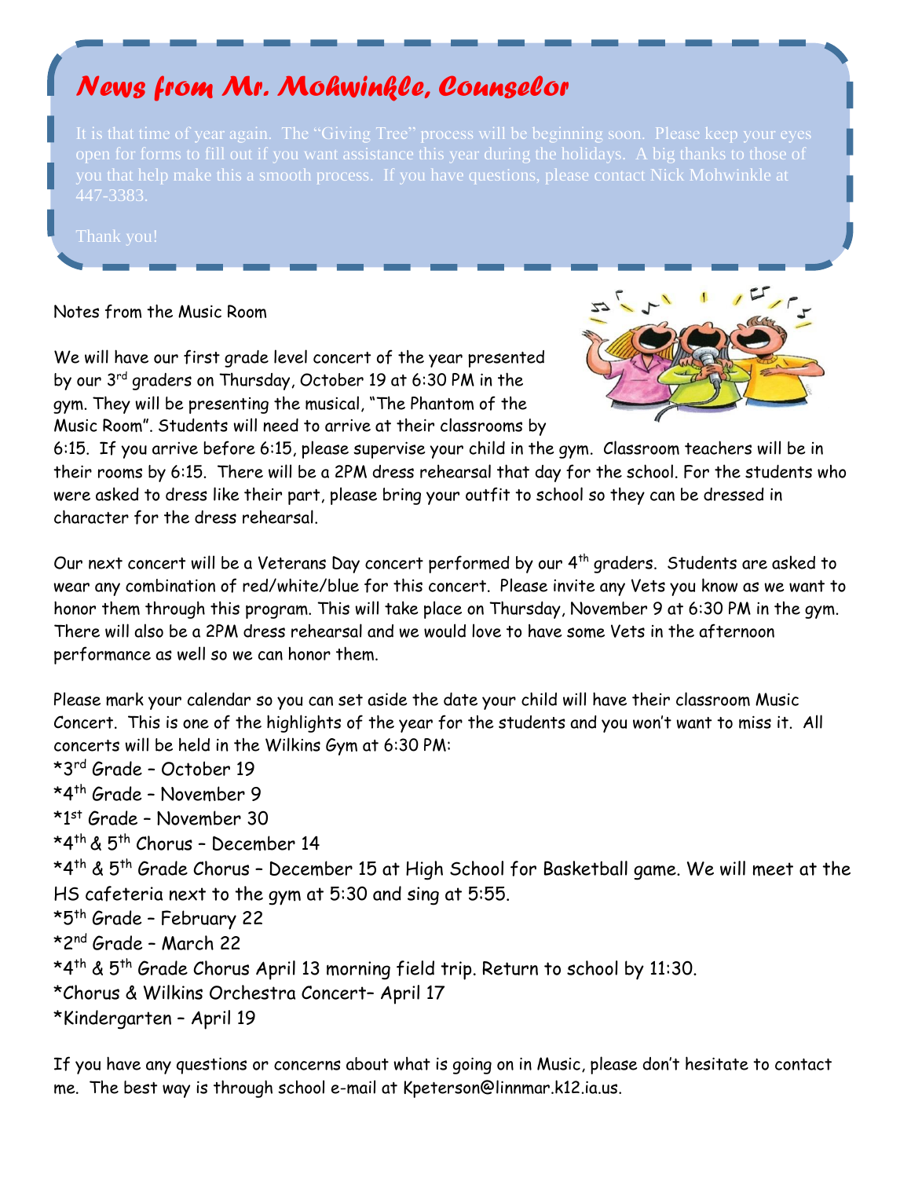## *News from Mr. Mohwinkle, Counselor*

It is that time of year again. The "Giving Tree" process will be beginning soon. Please keep your eyes open for forms to fill out if you want assistance this year during the holidays. A big thanks to those of you that help make this a smooth process. If you have questions, please contact Nick Mohwinkle at 447-3383.

Thank you!

Notes from the Music Room

We will have our first grade level concert of the year presented by our 3rd graders on Thursday, October 19 at 6:30 PM in the gym. They will be presenting the musical, "The Phantom of the Music Room". Students will need to arrive at their classrooms by 6:15. If you arrive before 6:15, please supervise your child in the gym. Classroom teachers will be in their rooms by 6:15. There will be a 2PM dress rehearsal that day for the school. For the students who were asked to dress like their part, please bring your outfit to school so they can be dressed in character for the dress rehearsal.

Our next concert will be a Veterans Day concert performed by our 4th graders. Students are asked to wear any combination of red/white/blue for this concert. Please invite any Vets you know as we want to honor them through this program. This will take place on Thursday, November 9 at 6:30 PM in the gym. There will also be a 2PM dress rehearsal and we would love to have some Vets in the afternoon performance as well so we can honor them.

Please mark your calendar so you can set aside the date your child will have their classroom Music Concert. This is one of the highlights of the year for the students and you won't want to miss it. All concerts will be held in the Wilkins Gym at 6:30 PM:

*3rd Grade – October 19
*4th Grade – November 9
*1st Grade – November 30
*4th & 5th Chorus – December 14
*4th & 5th Grade Chorus – December 15 at High School for Basketball game. We will meet at the HS cafeteria next to the gym at 5:30 and sing at 5:55.
*5th Grade – February 22
*2nd Grade – March 22
*4th & 5th Grade Chorus April 13 morning field trip. Return to school by 11:30.
*Chorus & Wilkins Orchestra Concert– April 17
*Kindergarten – April 19

If you have any questions or concerns about what is going on in Music, please don't hesitate to contact me. The best way is through school e-mail at Kpeterson@linnmar.k12.ia.us.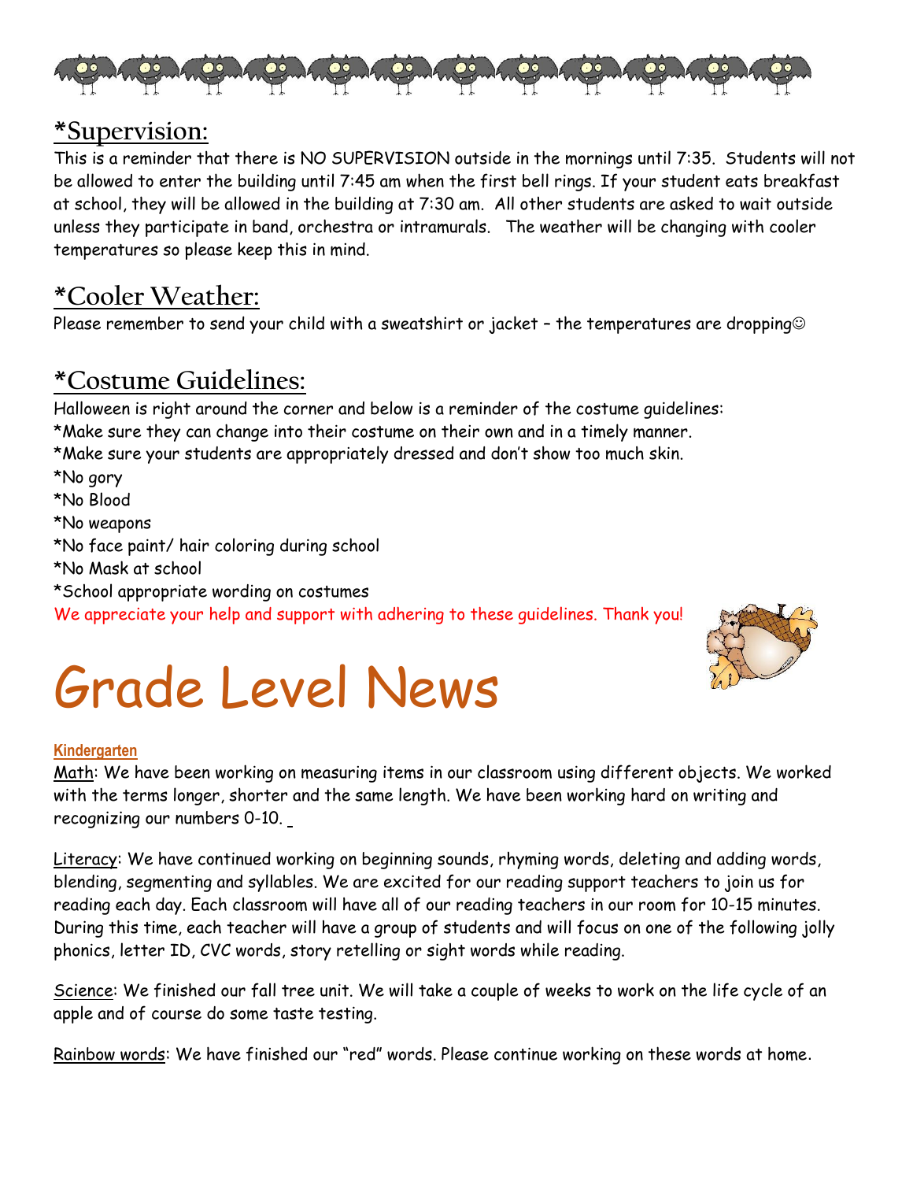## *Supervision:

This is a reminder that there is NO SUPERVISION outside in the mornings until 7:35. Students will not be allowed to enter the building until 7:45 am when the first bell rings. If your student eats breakfast at school, they will be allowed in the building at 7:30 am. All other students are asked to wait outside unless they participate in band, orchestra or intramurals. The weather will be changing with cooler temperatures so please keep this in mind.

## *Cooler Weather:

Please remember to send your child with a sweatshirt or jacket – the temperatures are dropping☺

## *Costume Guidelines:

Halloween is right around the corner and below is a reminder of the costume guidelines:

*Make sure they can change into their costume on their own and in a timely manner.
*Make sure your students are appropriately dressed and don't show too much skin.
*No gory
*No Blood
*No weapons
*No face paint/ hair coloring during school
*No Mask at school
*School appropriate wording on costumes

We appreciate your help and support with adhering to these guidelines. Thank you!

# Grade Level News

### Kindergarten

Math: We have been working on measuring items in our classroom using different objects. We worked with the terms longer, shorter and the same length. We have been working hard on writing and recognizing our numbers 0-10.

Literacy: We have continued working on beginning sounds, rhyming words, deleting and adding words, blending, segmenting and syllables. We are excited for our reading support teachers to join us for reading each day. Each classroom will have all of our reading teachers in our room for 10-15 minutes. During this time, each teacher will have a group of students and will focus on one of the following jolly phonics, letter ID, CVC words, story retelling or sight words while reading.

Science: We finished our fall tree unit. We will take a couple of weeks to work on the life cycle of an apple and of course do some taste testing.

Rainbow words: We have finished our "red" words. Please continue working on these words at home.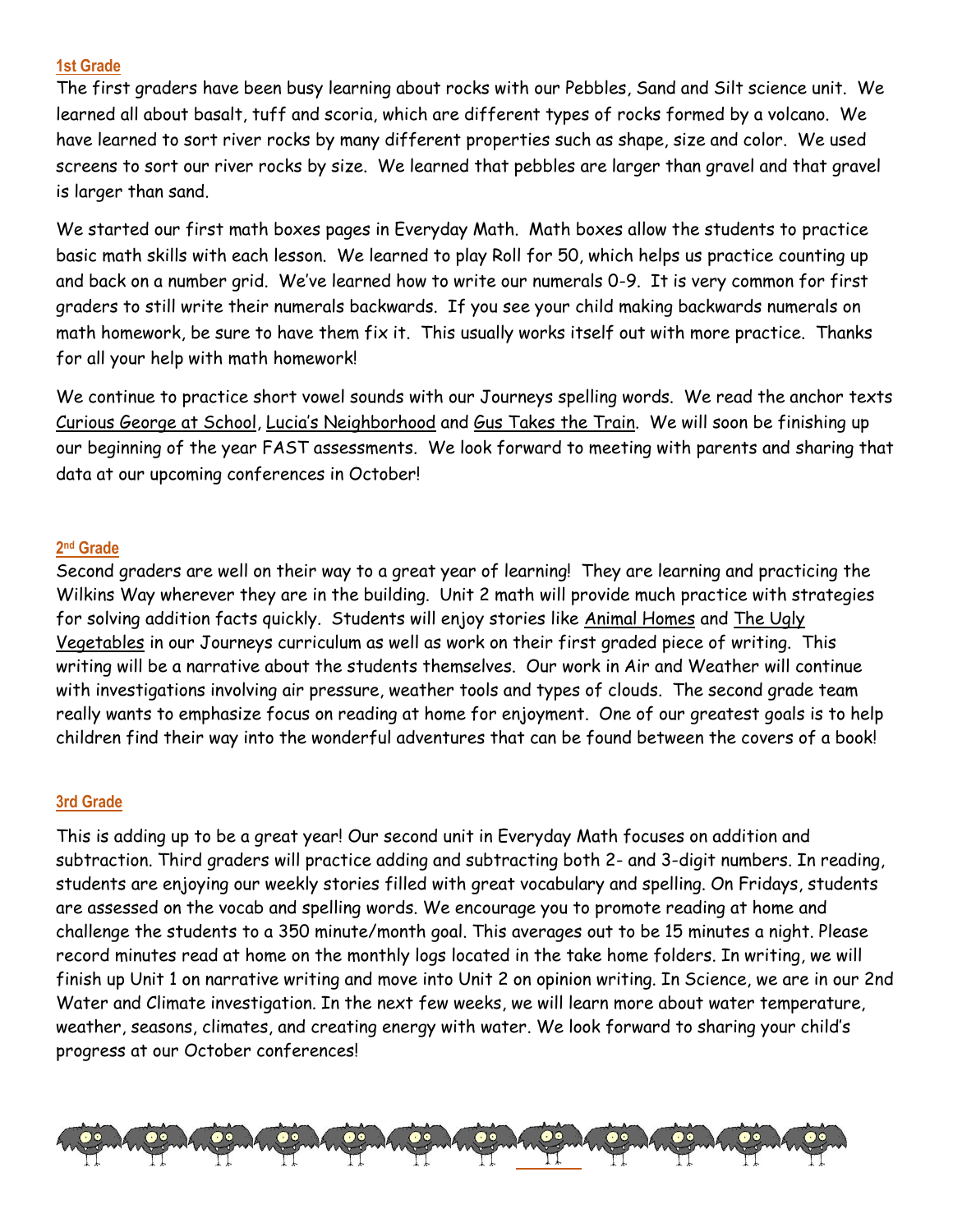## 1st Grade

The first graders have been busy learning about rocks with our Pebbles, Sand and Silt science unit. We learned all about basalt, tuff and scoria, which are different types of rocks formed by a volcano. We have learned to sort river rocks by many different properties such as shape, size and color. We used screens to sort our river rocks by size. We learned that pebbles are larger than gravel and that gravel is larger than sand.

We started our first math boxes pages in Everyday Math. Math boxes allow the students to practice basic math skills with each lesson. We learned to play Roll for 50, which helps us practice counting up and back on a number grid. We've learned how to write our numerals 0-9. It is very common for first graders to still write their numerals backwards. If you see your child making backwards numerals on math homework, be sure to have them fix it. This usually works itself out with more practice. Thanks for all your help with math homework!

We continue to practice short vowel sounds with our Journeys spelling words. We read the anchor texts Curious George at School, Lucia's Neighborhood and Gus Takes the Train. We will soon be finishing up our beginning of the year FAST assessments. We look forward to meeting with parents and sharing that data at our upcoming conferences in October!

## 2nd Grade

Second graders are well on their way to a great year of learning! They are learning and practicing the Wilkins Way wherever they are in the building. Unit 2 math will provide much practice with strategies for solving addition facts quickly. Students will enjoy stories like Animal Homes and The Ugly Vegetables in our Journeys curriculum as well as work on their first graded piece of writing. This writing will be a narrative about the students themselves. Our work in Air and Weather will continue with investigations involving air pressure, weather tools and types of clouds. The second grade team really wants to emphasize focus on reading at home for enjoyment. One of our greatest goals is to help children find their way into the wonderful adventures that can be found between the covers of a book!

## 3rd Grade

This is adding up to be a great year! Our second unit in Everyday Math focuses on addition and subtraction. Third graders will practice adding and subtracting both 2- and 3-digit numbers. In reading, students are enjoying our weekly stories filled with great vocabulary and spelling. On Fridays, students are assessed on the vocab and spelling words. We encourage you to promote reading at home and challenge the students to a 350 minute/month goal. This averages out to be 15 minutes a night. Please record minutes read at home on the monthly logs located in the take home folders. In writing, we will finish up Unit 1 on narrative writing and move into Unit 2 on opinion writing. In Science, we are in our 2nd Water and Climate investigation. In the next few weeks, we will learn more about water temperature, weather, seasons, climates, and creating energy with water. We look forward to sharing your child's progress at our October conferences!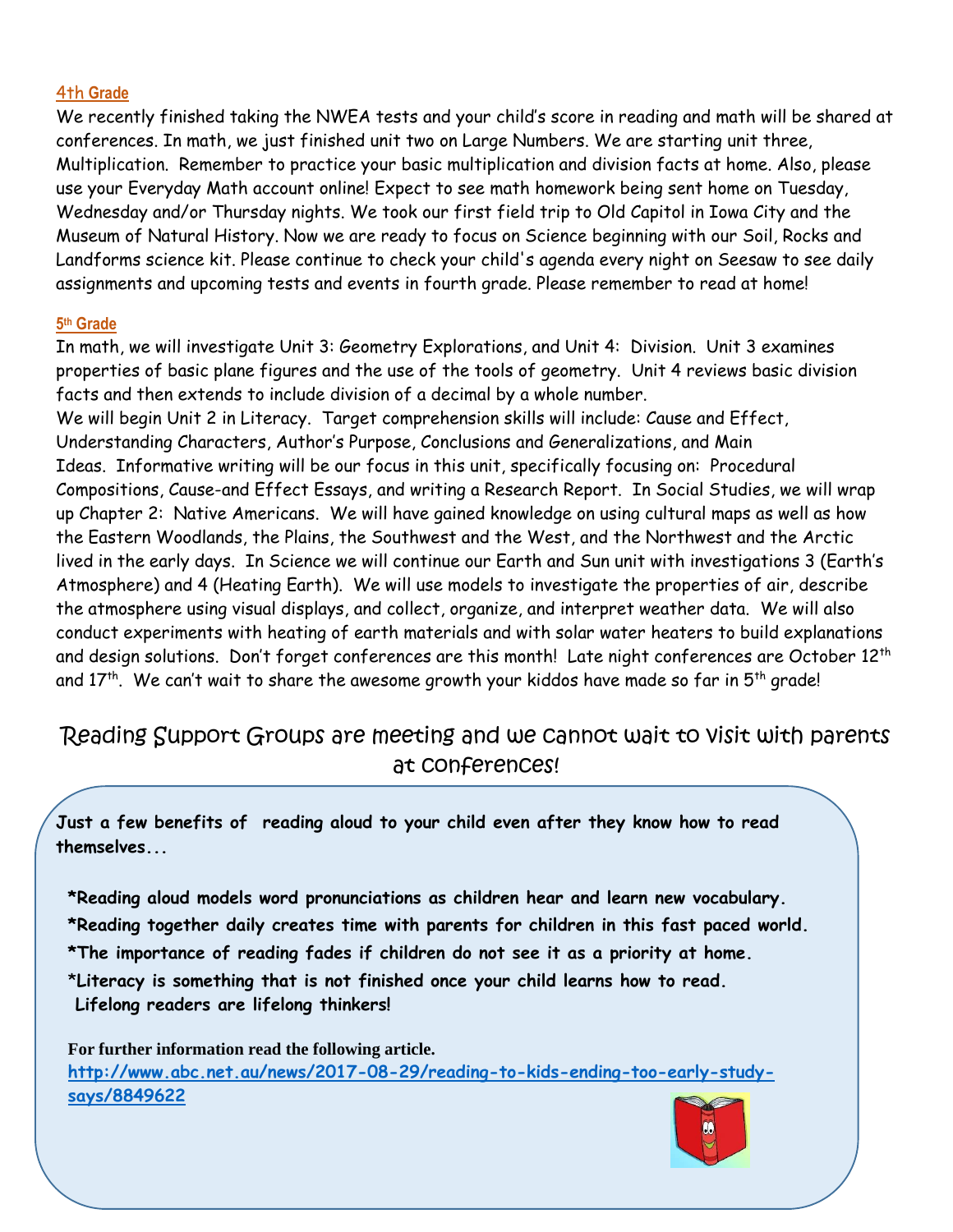### 4th Grade

We recently finished taking the NWEA tests and your child's score in reading and math will be shared at conferences. In math, we just finished unit two on Large Numbers. We are starting unit three, Multiplication. Remember to practice your basic multiplication and division facts at home. Also, please use your Everyday Math account online! Expect to see math homework being sent home on Tuesday, Wednesday and/or Thursday nights. We took our first field trip to Old Capitol in Iowa City and the Museum of Natural History. Now we are ready to focus on Science beginning with our Soil, Rocks and Landforms science kit. Please continue to check your child's agenda every night on Seesaw to see daily assignments and upcoming tests and events in fourth grade. Please remember to read at home!

### 5th Grade

In math, we will investigate Unit 3: Geometry Explorations, and Unit 4: Division. Unit 3 examines properties of basic plane figures and the use of the tools of geometry. Unit 4 reviews basic division facts and then extends to include division of a decimal by a whole number.

We will begin Unit 2 in Literacy. Target comprehension skills will include: Cause and Effect, Understanding Characters, Author's Purpose, Conclusions and Generalizations, and Main Ideas. Informative writing will be our focus in this unit, specifically focusing on: Procedural Compositions, Cause-and Effect Essays, and writing a Research Report. In Social Studies, we will wrap up Chapter 2: Native Americans. We will have gained knowledge on using cultural maps as well as how the Eastern Woodlands, the Plains, the Southwest and the West, and the Northwest and the Arctic lived in the early days. In Science we will continue our Earth and Sun unit with investigations 3 (Earth's Atmosphere) and 4 (Heating Earth). We will use models to investigate the properties of air, describe the atmosphere using visual displays, and collect, organize, and interpret weather data. We will also conduct experiments with heating of earth materials and with solar water heaters to build explanations and design solutions. Don't forget conferences are this month! Late night conferences are October 12th and 17th. We can't wait to share the awesome growth your kiddos have made so far in 5th grade!

## Reading Support Groups are meeting and we cannot wait to visit with parents at conferences!

**Just a few benefits of reading aloud to your child even after they know how to read themselves...**

**\*Reading aloud models word pronunciations as children hear and learn new vocabulary.**

**\*Reading together daily creates time with parents for children in this fast paced world.**

**\*The importance of reading fades if children do not see it as a priority at home.**

**\*Literacy is something that is not finished once your child learns how to read. Lifelong readers are lifelong thinkers!**

**For further information read the following article.**

[http://www.abc.net.au/news/2017-08-29/reading-to-kids-ending-too-early-study-says/8849622](http://www.abc.net.au/news/2017-08-29/reading-to-kids-ending-too-early-study-says/8849622)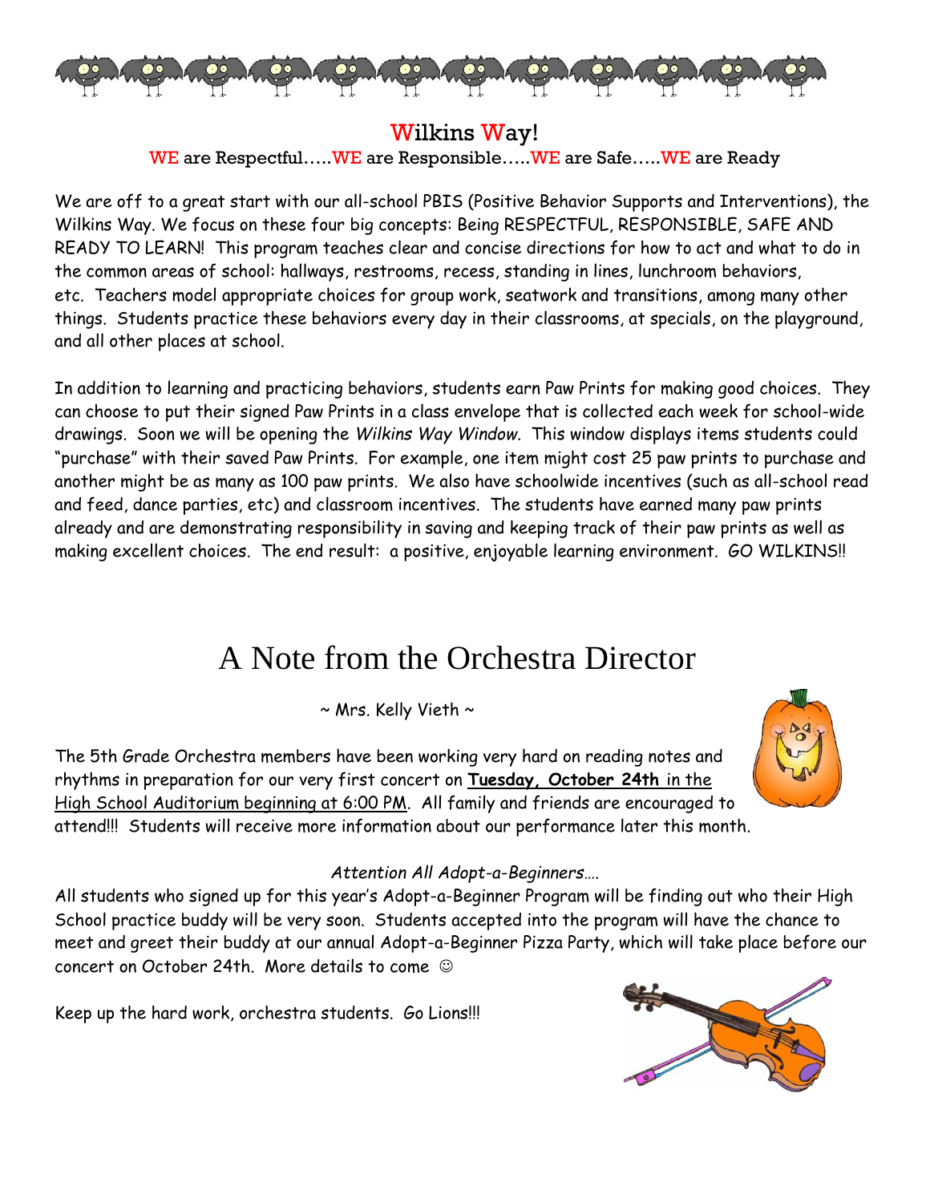# Wilkins Way!

WE are Respectful…..WE are Responsible…..WE are Safe…..WE are Ready

We are off to a great start with our all-school PBIS (Positive Behavior Supports and Interventions), the Wilkins Way. We focus on these four big concepts: Being RESPECTFUL, RESPONSIBLE, SAFE AND READY TO LEARN! This program teaches clear and concise directions for how to act and what to do in the common areas of school: hallways, restrooms, recess, standing in lines, lunchroom behaviors, etc. Teachers model appropriate choices for group work, seatwork and transitions, among many other things. Students practice these behaviors every day in their classrooms, at specials, on the playground, and all other places at school.

In addition to learning and practicing behaviors, students earn Paw Prints for making good choices. They can choose to put their signed Paw Prints in a class envelope that is collected each week for school-wide drawings. Soon we will be opening the *Wilkins Way Window*. This window displays items students could "purchase" with their saved Paw Prints. For example, one item might cost 25 paw prints to purchase and another might be as many as 100 paw prints. We also have schoolwide incentives (such as all-school read and feed, dance parties, etc) and classroom incentives. The students have earned many paw prints already and are demonstrating responsibility in saving and keeping track of their paw prints as well as making excellent choices. The end result: a positive, enjoyable learning environment. GO WILKINS!!

# A Note from the Orchestra Director

~ Mrs. Kelly Vieth ~

The 5th Grade Orchestra members have been working very hard on reading notes and rhythms in preparation for our very first concert on **Tuesday, October 24th** in the High School Auditorium beginning at 6:00 PM. All family and friends are encouraged to attend!!! Students will receive more information about our performance later this month.

*Attention All Adopt-a-Beginners….*

All students who signed up for this year's Adopt-a-Beginner Program will be finding out who their High School practice buddy will be very soon. Students accepted into the program will have the chance to meet and greet their buddy at our annual Adopt-a-Beginner Pizza Party, which will take place before our concert on October 24th. More details to come ☺

Keep up the hard work, orchestra students. Go Lions!!!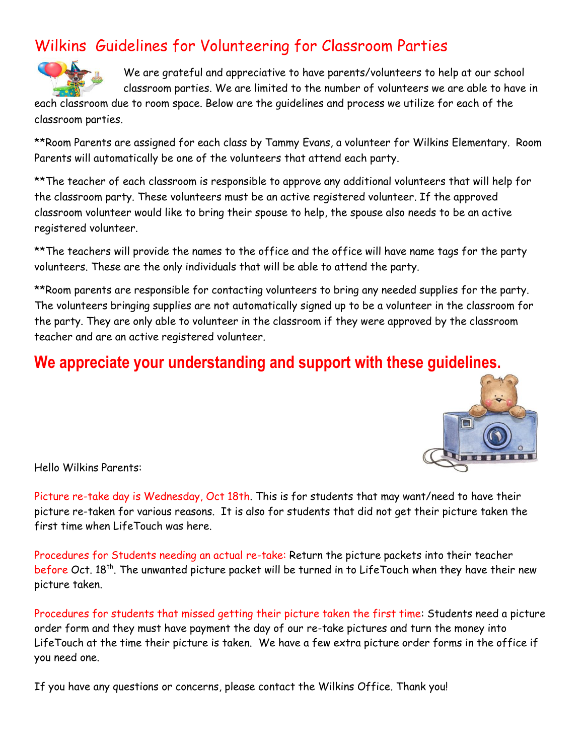# Wilkins Guidelines for Volunteering for Classroom Parties

We are grateful and appreciative to have parents/volunteers to help at our school classroom parties. We are limited to the number of volunteers we are able to have in each classroom due to room space. Below are the guidelines and process we utilize for each of the classroom parties.

**Room Parents are assigned for each class by Tammy Evans, a volunteer for Wilkins Elementary. Room Parents will automatically be one of the volunteers that attend each party.

**The teacher of each classroom is responsible to approve any additional volunteers that will help for the classroom party. These volunteers must be an active registered volunteer. If the approved classroom volunteer would like to bring their spouse to help, the spouse also needs to be an active registered volunteer.

**The teachers will provide the names to the office and the office will have name tags for the party volunteers. These are the only individuals that will be able to attend the party.

**Room parents are responsible for contacting volunteers to bring any needed supplies for the party. The volunteers bringing supplies are not automatically signed up to be a volunteer in the classroom for the party. They are only able to volunteer in the classroom if they were approved by the classroom teacher and are an active registered volunteer.

## We appreciate your understanding and support with these guidelines.

Hello Wilkins Parents:

Picture re-take day is Wednesday, Oct 18th. This is for students that may want/need to have their picture re-taken for various reasons. It is also for students that did not get their picture taken the first time when LifeTouch was here.

Procedures for Students needing an actual re-take: Return the picture packets into their teacher before Oct. 18th. The unwanted picture packet will be turned in to LifeTouch when they have their new picture taken.

Procedures for students that missed getting their picture taken the first time: Students need a picture order form and they must have payment the day of our re-take pictures and turn the money into LifeTouch at the time their picture is taken. We have a few extra picture order forms in the office if you need one.

If you have any questions or concerns, please contact the Wilkins Office. Thank you!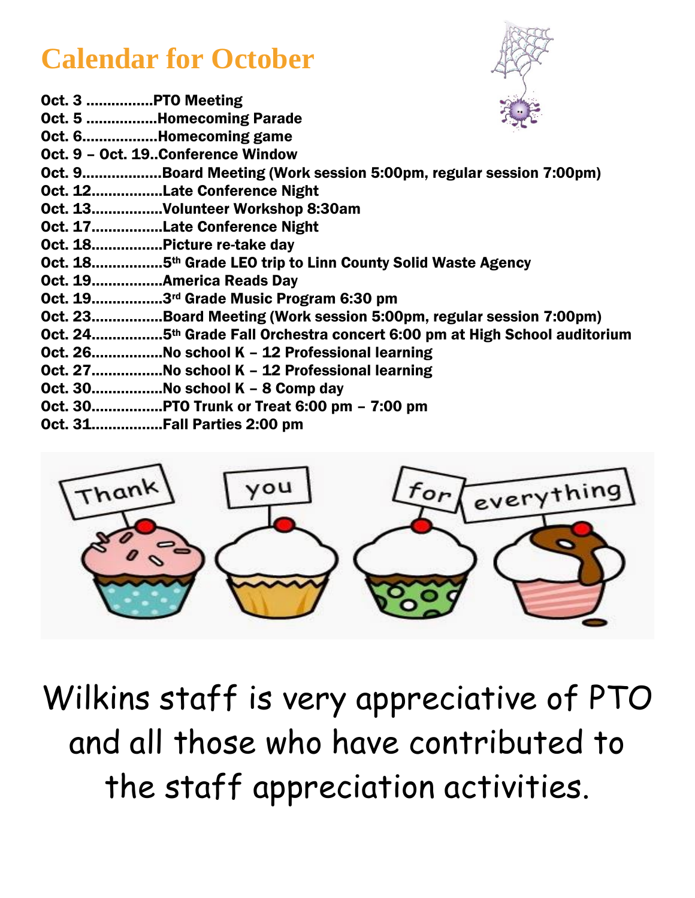# Calendar for October

**Oct. 3 ................PTO Meeting**
**Oct. 5 .................Homecoming Parade**
**Oct. 6..................Homecoming game**
**Oct. 9 – Oct. 19..Conference Window**
**Oct. 9...................Board Meeting (Work session 5:00pm, regular session 7:00pm)**
**Oct. 12.................Late Conference Night**
**Oct. 13.................Volunteer Workshop 8:30am**
**Oct. 17.................Late Conference Night**
**Oct. 18.................Picture re-take day**
**Oct. 18.................5th Grade LEO trip to Linn County Solid Waste Agency**
**Oct. 19.................America Reads Day**
**Oct. 19.................3rd Grade Music Program 6:30 pm**
**Oct. 23.................Board Meeting (Work session 5:00pm, regular session 7:00pm)**
**Oct. 24.................5th Grade Fall Orchestra concert 6:00 pm at High School auditorium**
**Oct. 26.................No school K – 12 Professional learning**
**Oct. 27.................No school K – 12 Professional learning**
**Oct. 30.................No school K – 8 Comp day**
**Oct. 30.................PTO Trunk or Treat 6:00 pm – 7:00 pm**
**Oct. 31.................Fall Parties 2:00 pm**

Thank you for everything

Wilkins staff is very appreciative of PTO and all those who have contributed to the staff appreciation activities.